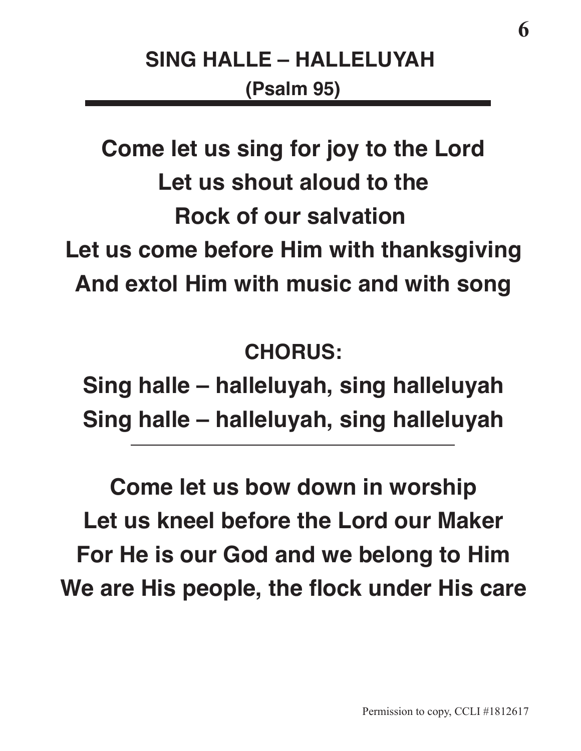# SING HALLE – HALLELUYAH

## (Psalm 95)

---

**Come let us sing for joy to the Lord**
**Let us shout aloud to the**
**Rock of our salvation**
**Let us come before Him with thanksgiving**
**And extol Him with music and with song**

**CHORUS:**

**Sing halle – halleluyah, sing halleluyah**
**Sing halle – halleluyah, sing halleluyah**

---

**Come let us bow down in worship**
**Let us kneel before the Lord our Maker**
**For He is our God and we belong to Him**
**We are His people, the flock under His care**

Permission to copy, CCLI #1812617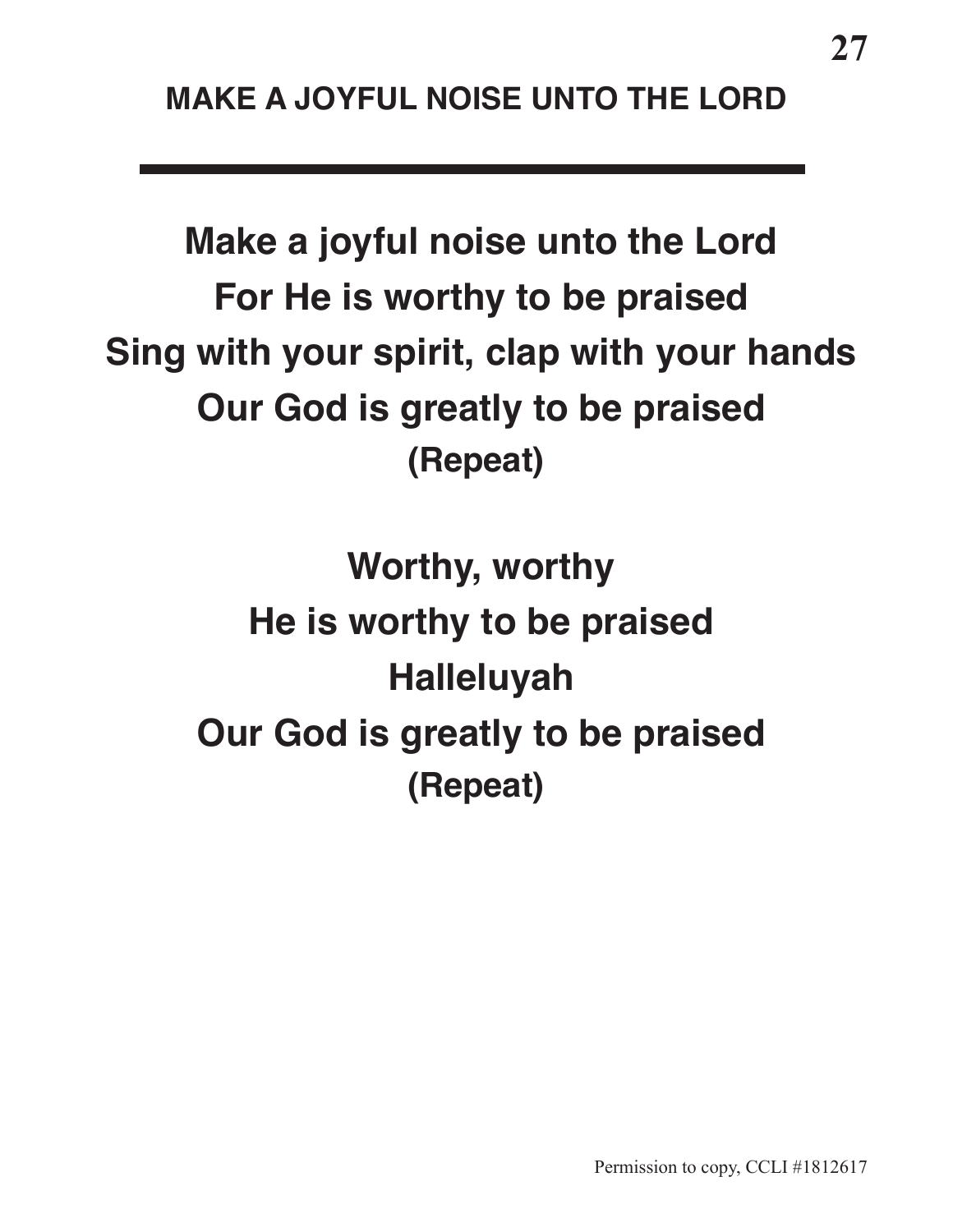## MAKE A JOYFUL NOISE UNTO THE LORD

---

**Make a joyful noise unto the Lord**
**For He is worthy to be praised**
**Sing with your spirit, clap with your hands**
**Our God is greatly to be praised**
**(Repeat)**

**Worthy, worthy**
**He is worthy to be praised**
**Halleluyah**
**Our God is greatly to be praised**
**(Repeat)**

Permission to copy, CCLI #1812617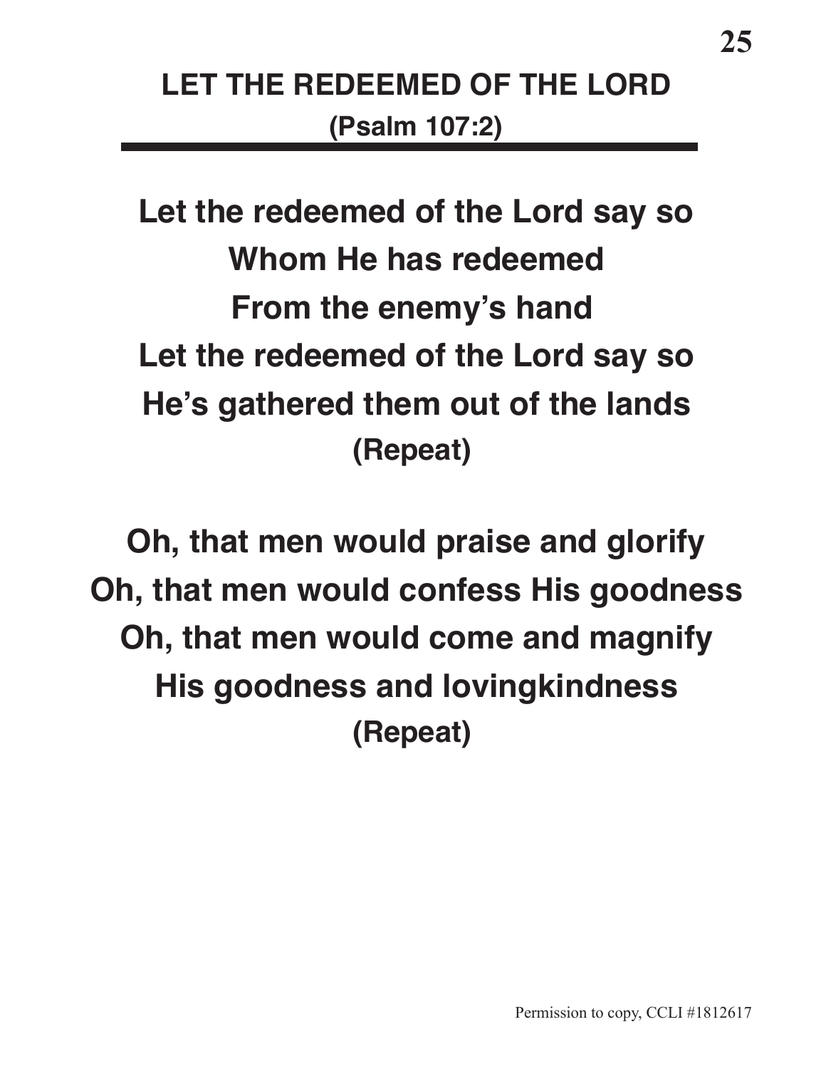# LET THE REDEEMED OF THE LORD

**(Psalm 107:2)**

**Let the redeemed of the Lord say so**
**Whom He has redeemed**
**From the enemy's hand**
**Let the redeemed of the Lord say so**
**He's gathered them out of the lands**
**(Repeat)**

**Oh, that men would praise and glorify**
**Oh, that men would confess His goodness**
**Oh, that men would come and magnify**
**His goodness and lovingkindness**
**(Repeat)**

Permission to copy, CCLI #1812617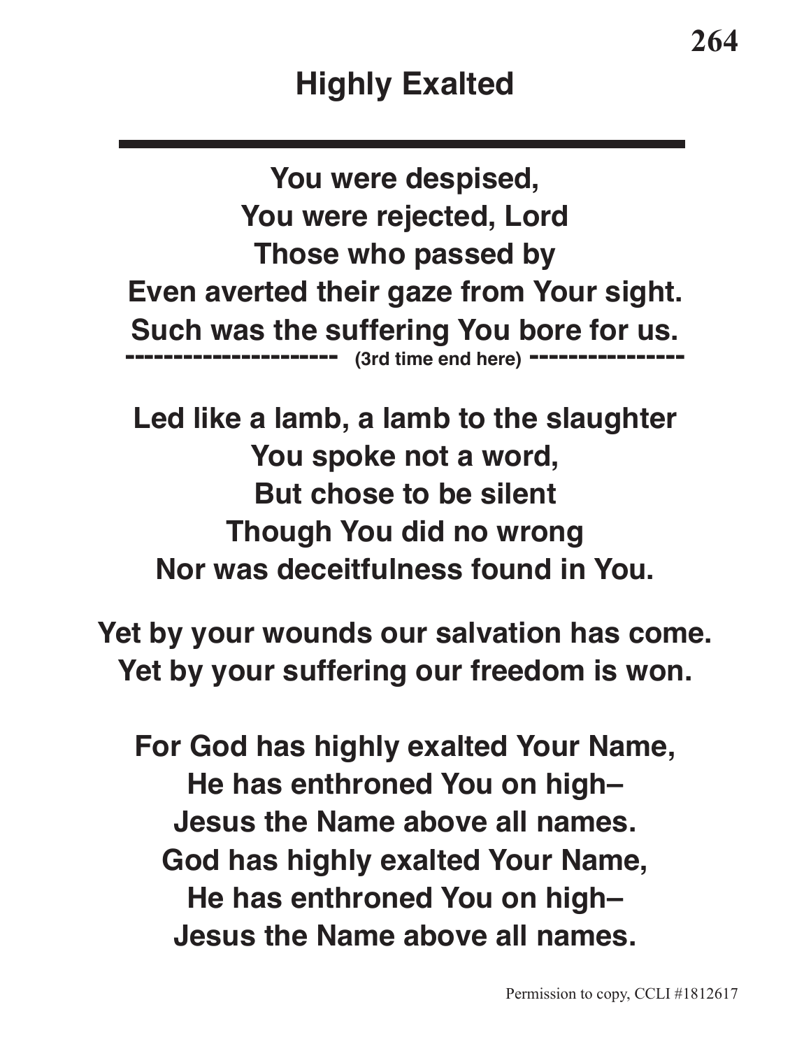# Highly Exalted

---

**You were despised,**
**You were rejected, Lord**
**Those who passed by**
**Even averted their gaze from Your sight.**
**Such was the suffering You bore for us.**

---------------------- **(3rd time end here)** ----------------

**Led like a lamb, a lamb to the slaughter**
**You spoke not a word,**
**But chose to be silent**
**Though You did no wrong**
**Nor was deceitfulness found in You.**

**Yet by your wounds our salvation has come.**
**Yet by your suffering our freedom is won.**

**For God has highly exalted Your Name,**
**He has enthroned You on high–**
**Jesus the Name above all names.**
**God has highly exalted Your Name,**
**He has enthroned You on high–**
**Jesus the Name above all names.**

Permission to copy, CCLI #1812617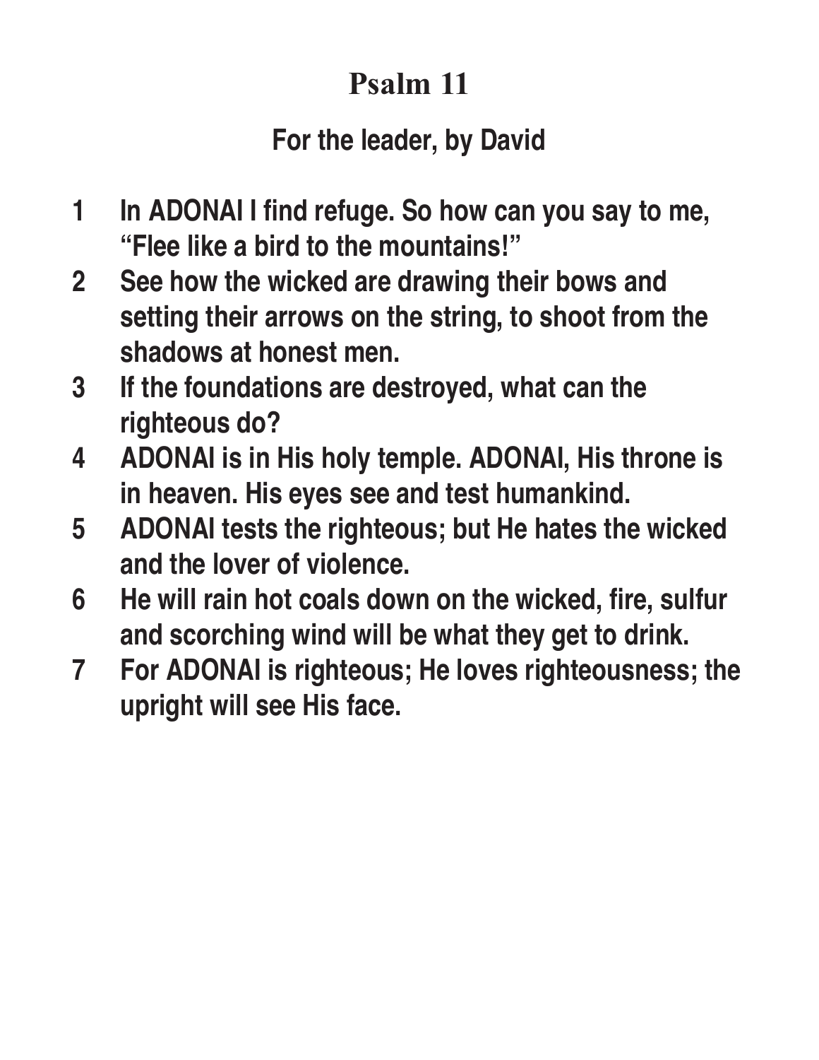# Psalm 11

## For the leader, by David

1 In ADONAI I find refuge. So how can you say to me, "Flee like a bird to the mountains!"

2 See how the wicked are drawing their bows and setting their arrows on the string, to shoot from the shadows at honest men.

3 If the foundations are destroyed, what can the righteous do?

4 ADONAI is in His holy temple. ADONAI, His throne is in heaven. His eyes see and test humankind.

5 ADONAI tests the righteous; but He hates the wicked and the lover of violence.

6 He will rain hot coals down on the wicked, fire, sulfur and scorching wind will be what they get to drink.

7 For ADONAI is righteous; He loves righteousness; the upright will see His face.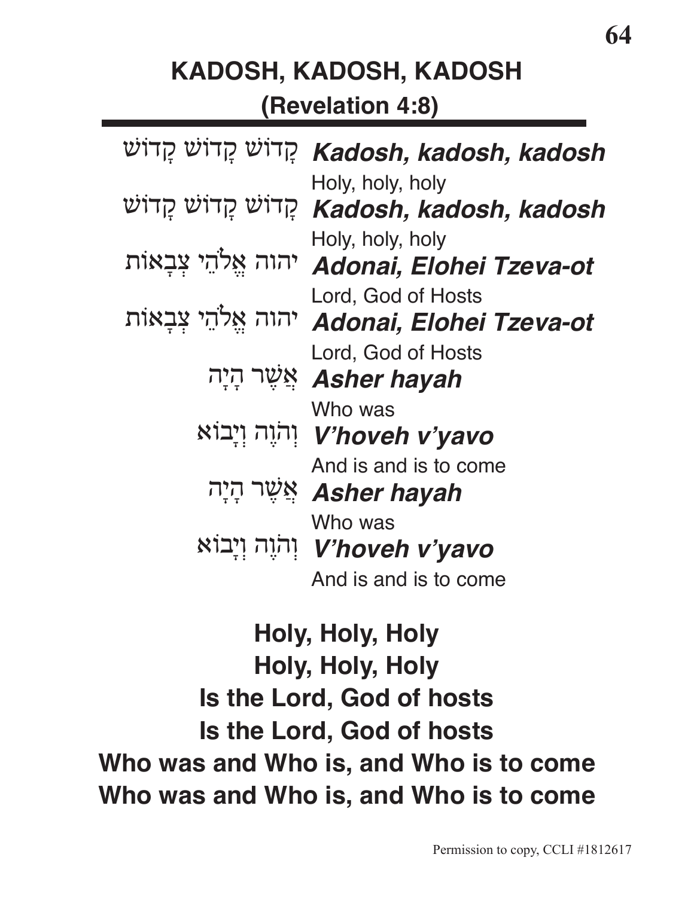# KADOSH, KADOSH, KADOSH
## (Revelation 4:8)

קָדוֹשׁ קָדוֹשׁ קָדוֹשׁ **_Kadosh, kadosh, kadosh_**
Holy, holy, holy

קָדוֹשׁ קָדוֹשׁ קָדוֹשׁ **_Kadosh, kadosh, kadosh_**
Holy, holy, holy

יהוה אֱלֹהֵי צְבָאוֹת **_Adonai, Elohei Tzeva-ot_**
Lord, God of Hosts

יהוה אֱלֹהֵי צְבָאוֹת **_Adonai, Elohei Tzeva-ot_**
Lord, God of Hosts

אֲשֶׁר הָיָה **_Asher hayah_**
Who was

וְהֹוֶה וְיָבוֹא **_V'hoveh v'yavo_**
And is and is to come

אֲשֶׁר הָיָה **_Asher hayah_**
Who was

וְהֹוֶה וְיָבוֹא **_V'hoveh v'yavo_**
And is and is to come

**Holy, Holy, Holy**
**Holy, Holy, Holy**
**Is the Lord, God of hosts**
**Is the Lord, God of hosts**
**Who was and Who is, and Who is to come**
**Who was and Who is, and Who is to come**

Permission to copy, CCLI #1812617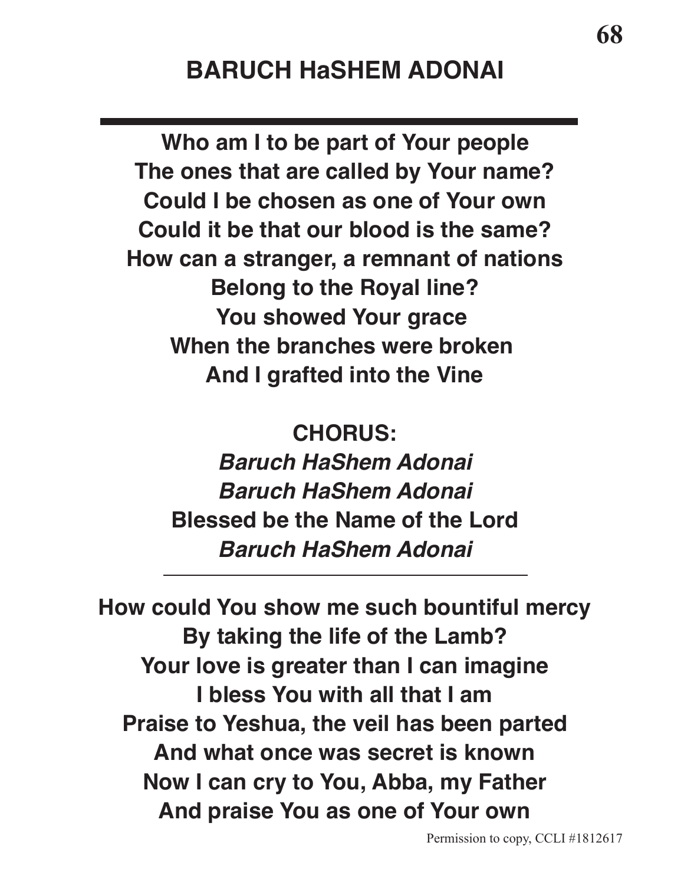# BARUCH HaSHEM ADONAI

**Who am I to be part of Your people**
**The ones that are called by Your name?**
**Could I be chosen as one of Your own**
**Could it be that our blood is the same?**
**How can a stranger, a remnant of nations**
**Belong to the Royal line?**
**You showed Your grace**
**When the branches were broken**
**And I grafted into the Vine**

**CHORUS:**
***Baruch HaShem Adonai***
***Baruch HaShem Adonai***
**Blessed be the Name of the Lord**
***Baruch HaShem Adonai***

---

**How could You show me such bountiful mercy**
**By taking the life of the Lamb?**
**Your love is greater than I can imagine**
**I bless You with all that I am**
**Praise to Yeshua, the veil has been parted**
**And what once was secret is known**
**Now I can cry to You, Abba, my Father**
**And praise You as one of Your own**

Permission to copy, CCLI #1812617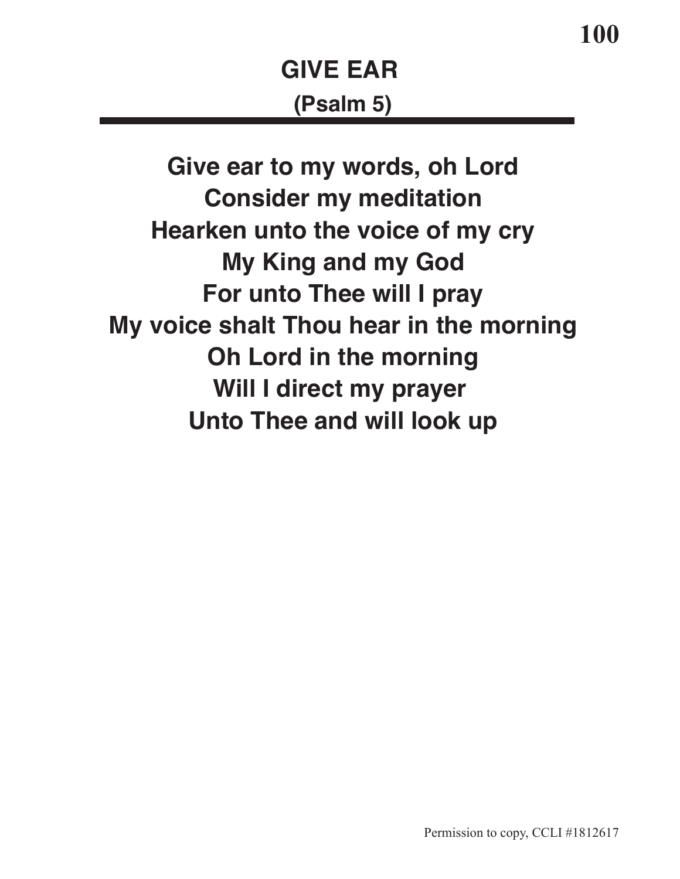# GIVE EAR

## (Psalm 5)

Give ear to my words, oh Lord
Consider my meditation
Hearken unto the voice of my cry
My King and my God
For unto Thee will I pray
My voice shalt Thou hear in the morning
Oh Lord in the morning
Will I direct my prayer
Unto Thee and will look up

Permission to copy, CCLI #1812617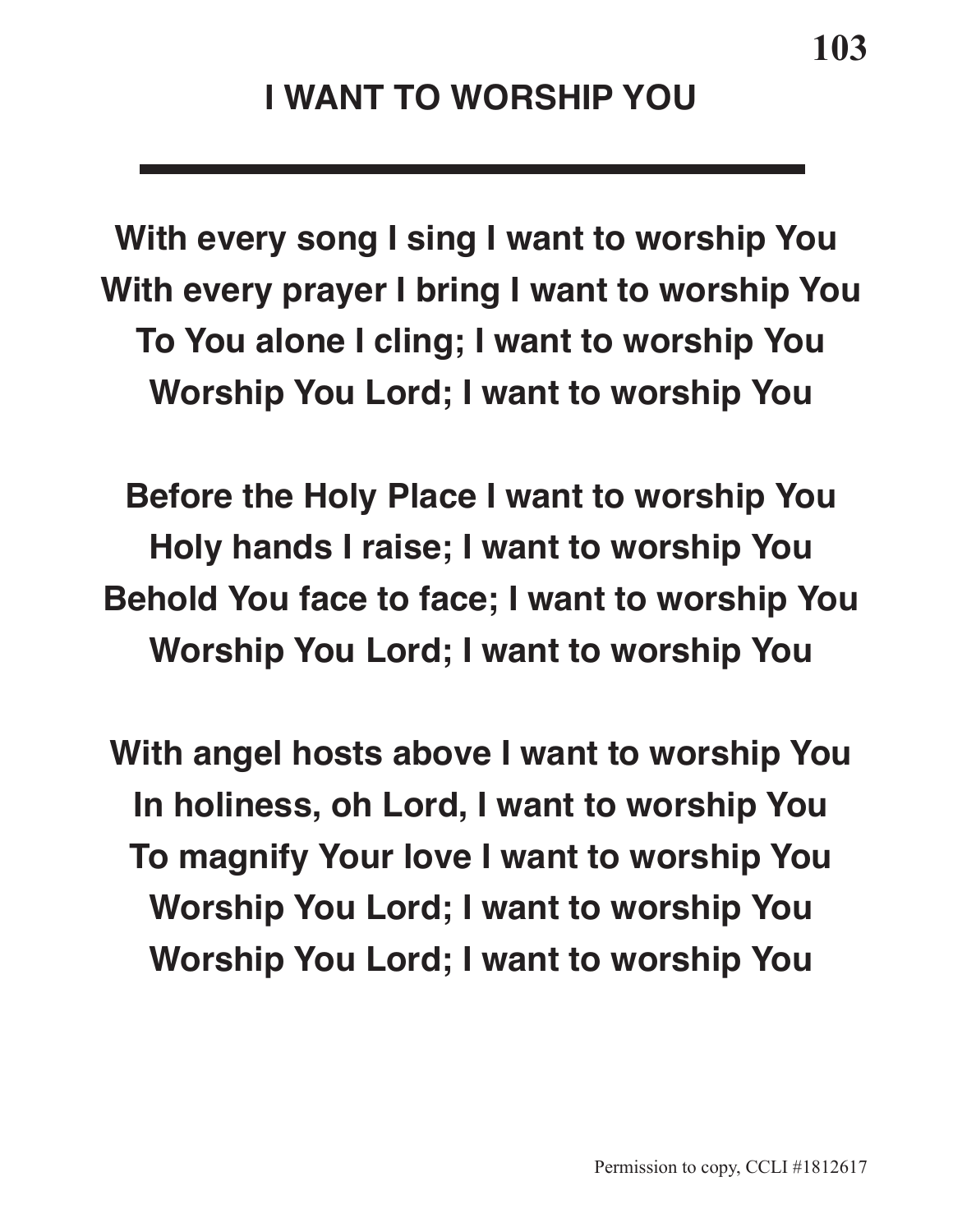# I WANT TO WORSHIP YOU

**With every song I sing I want to worship You**
**With every prayer I bring I want to worship You**
**To You alone I cling; I want to worship You**
**Worship You Lord; I want to worship You**

**Before the Holy Place I want to worship You**
**Holy hands I raise; I want to worship You**
**Behold You face to face; I want to worship You**
**Worship You Lord; I want to worship You**

**With angel hosts above I want to worship You**
**In holiness, oh Lord, I want to worship You**
**To magnify Your love I want to worship You**
**Worship You Lord; I want to worship You**
**Worship You Lord; I want to worship You**